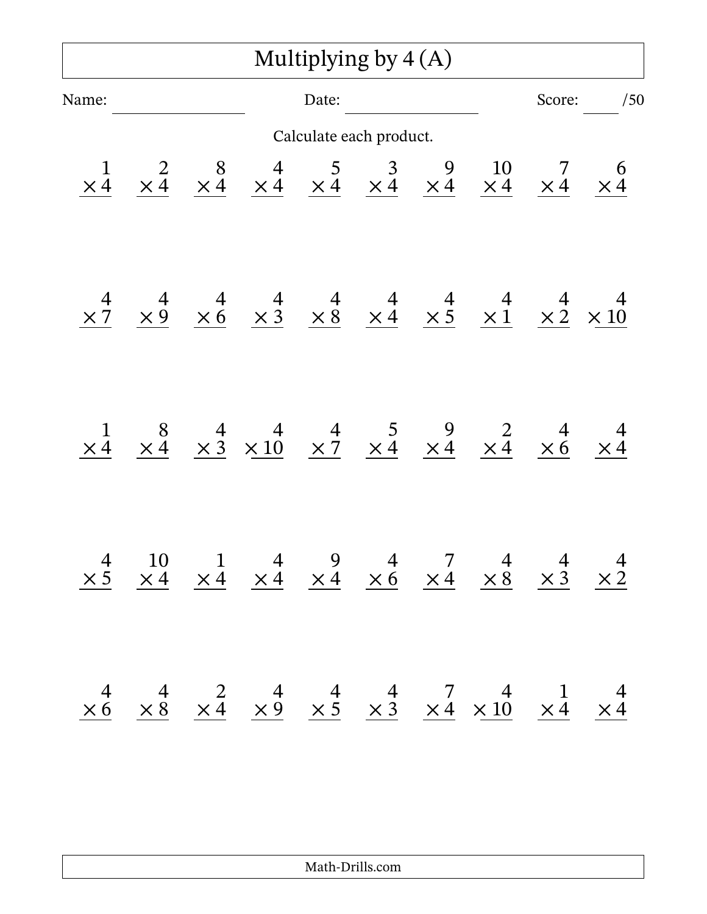# Multiplying by 4 (A)

Name: ________________ Date: ________________ Score: ____ /50

Calculate each product.

| | | | | | | | | | |
|---|---|---|---|---|---|---|---|---|---|
| $1 \times 4$ | $2 \times 4$ | $8 \times 4$ | $4 \times 4$ | $5 \times 4$ | $3 \times 4$ | $9 \times 4$ | $10 \times 4$ | $7 \times 4$ | $6 \times 4$ |
| $4 \times 7$ | $4 \times 9$ | $4 \times 6$ | $4 \times 3$ | $4 \times 8$ | $4 \times 4$ | $4 \times 5$ | $4 \times 1$ | $4 \times 2$ | $4 \times 10$ |
| $1 \times 4$ | $8 \times 4$ | $4 \times 3$ | $4 \times 10$ | $4 \times 7$ | $5 \times 4$ | $9 \times 4$ | $2 \times 4$ | $4 \times 6$ | $4 \times 4$ |
| $4 \times 5$ | $10 \times 4$ | $1 \times 4$ | $4 \times 4$ | $9 \times 4$ | $4 \times 6$ | $7 \times 4$ | $4 \times 8$ | $4 \times 3$ | $4 \times 2$ |
| $4 \times 6$ | $4 \times 8$ | $2 \times 4$ | $4 \times 9$ | $4 \times 5$ | $4 \times 3$ | $7 \times 4$ | $4 \times 10$ | $1 \times 4$ | $4 \times 4$ |

Math-Drills.com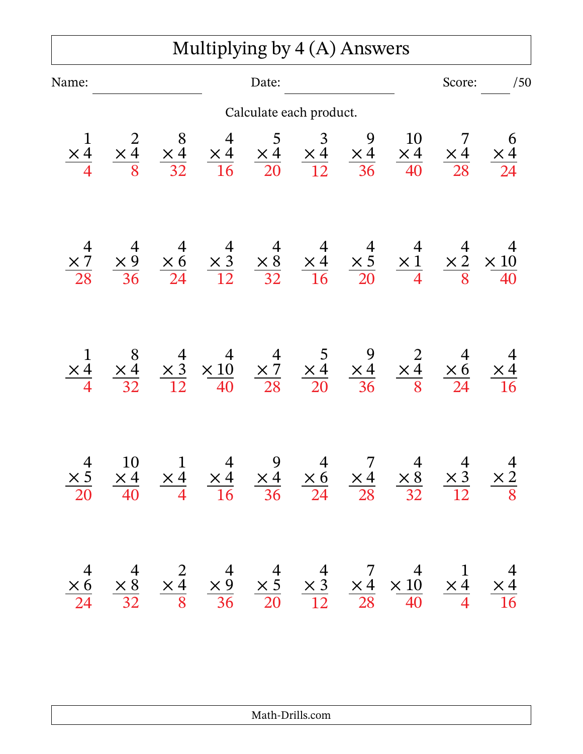# Multiplying by 4 (A) Answers

Name: \_\_\_\_\_\_\_\_\_\_\_\_\_\_\_\_ Date: \_\_\_\_\_\_\_\_\_\_\_\_\_\_\_\_ Score: \_\_\_\_ /50

Calculate each product.

| | | | | | | | | | |
|---|---|---|---|---|---|---|---|---|---|
| $1 \times 4 = 4$ | $2 \times 4 = 8$ | $8 \times 4 = 32$ | $4 \times 4 = 16$ | $5 \times 4 = 20$ | $3 \times 4 = 12$ | $9 \times 4 = 36$ | $10 \times 4 = 40$ | $7 \times 4 = 28$ | $6 \times 4 = 24$ |
| $4 \times 7 = 28$ | $4 \times 9 = 36$ | $4 \times 6 = 24$ | $4 \times 3 = 12$ | $4 \times 8 = 32$ | $4 \times 4 = 16$ | $4 \times 5 = 20$ | $4 \times 1 = 4$ | $4 \times 2 = 8$ | $4 \times 10 = 40$ |
| $1 \times 4 = 4$ | $8 \times 4 = 32$ | $4 \times 3 = 12$ | $4 \times 10 = 40$ | $4 \times 7 = 28$ | $5 \times 4 = 20$ | $9 \times 4 = 36$ | $2 \times 4 = 8$ | $4 \times 6 = 24$ | $4 \times 4 = 16$ |
| $4 \times 5 = 20$ | $10 \times 4 = 40$ | $1 \times 4 = 4$ | $4 \times 4 = 16$ | $9 \times 4 = 36$ | $4 \times 6 = 24$ | $7 \times 4 = 28$ | $4 \times 8 = 32$ | $4 \times 3 = 12$ | $4 \times 2 = 8$ |
| $4 \times 6 = 24$ | $4 \times 8 = 32$ | $2 \times 4 = 8$ | $4 \times 9 = 36$ | $4 \times 5 = 20$ | $4 \times 3 = 12$ | $7 \times 4 = 28$ | $4 \times 10 = 40$ | $1 \times 4 = 4$ | $4 \times 4 = 16$ |

Math-Drills.com